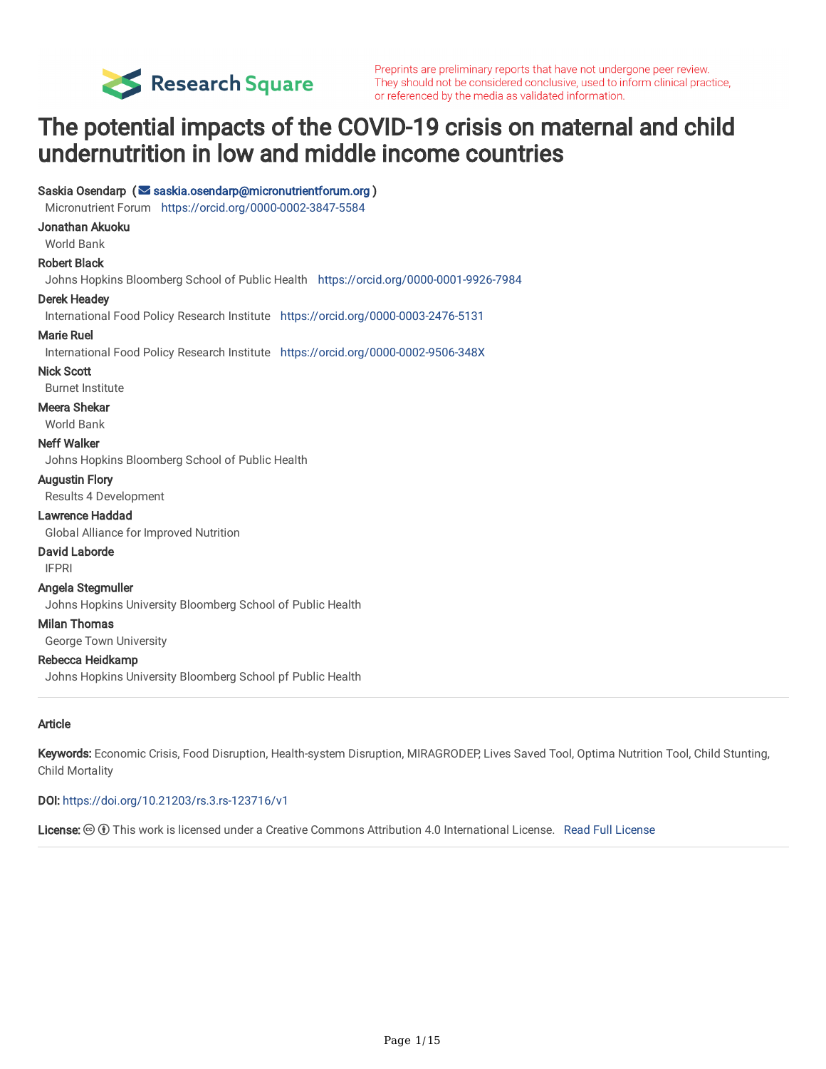Preprints are preliminary reports that have not undergone peer review. They should not be considered conclusive, used to inform clinical practice, or referenced by the media as validated information.

# The potential impacts of the COVID-19 crisis on maternal and child undernutrition in low and middle income countries

**Saskia Osendarp** ( saskia.osendarp@micronutrientforum.org )
Micronutrient Forum https://orcid.org/0000-0002-3847-5584

**Jonathan Akuoku**
World Bank

**Robert Black**
Johns Hopkins Bloomberg School of Public Health https://orcid.org/0000-0001-9926-7984

**Derek Headey**
International Food Policy Research Institute https://orcid.org/0000-0003-2476-5131

**Marie Ruel**
International Food Policy Research Institute https://orcid.org/0000-0002-9506-348X

**Nick Scott**
Burnet Institute

**Meera Shekar**
World Bank

**Neff Walker**
Johns Hopkins Bloomberg School of Public Health

**Augustin Flory**
Results 4 Development

**Lawrence Haddad**
Global Alliance for Improved Nutrition

**David Laborde**
IFPRI

**Angela Stegmuller**
Johns Hopkins University Bloomberg School of Public Health

**Milan Thomas**
George Town University

**Rebecca Heidkamp**
Johns Hopkins University Bloomberg School pf Public Health

---

**Article**

**Keywords:** Economic Crisis, Food Disruption, Health-system Disruption, MIRAGRODEP, Lives Saved Tool, Optima Nutrition Tool, Child Stunting, Child Mortality

**DOI:** https://doi.org/10.21203/rs.3.rs-123716/v1

**License:** This work is licensed under a Creative Commons Attribution 4.0 International License. Read Full License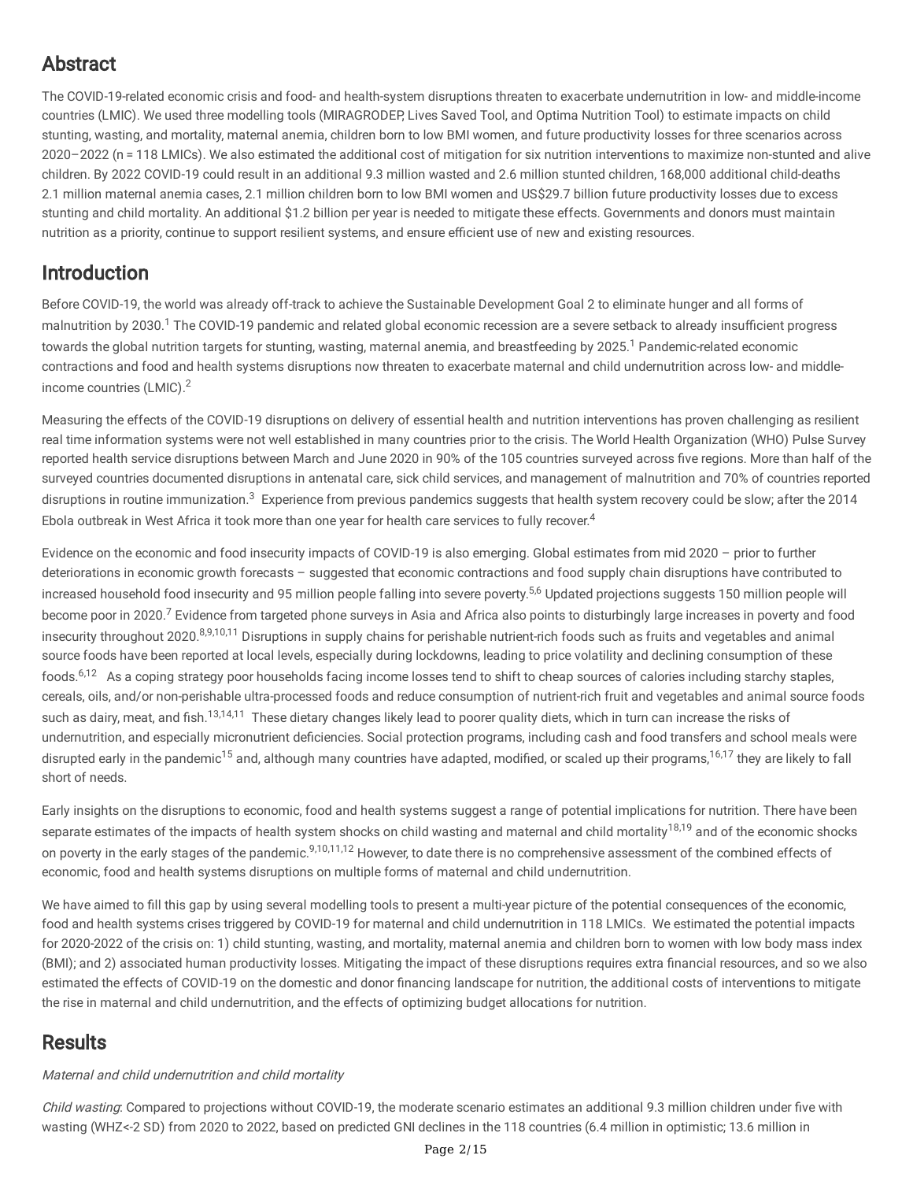## Abstract

The COVID-19-related economic crisis and food- and health-system disruptions threaten to exacerbate undernutrition in low- and middle-income countries (LMIC). We used three modelling tools (MIRAGRODEP, Lives Saved Tool, and Optima Nutrition Tool) to estimate impacts on child stunting, wasting, and mortality, maternal anemia, children born to low BMI women, and future productivity losses for three scenarios across 2020–2022 (n = 118 LMICs). We also estimated the additional cost of mitigation for six nutrition interventions to maximize non-stunted and alive children. By 2022 COVID-19 could result in an additional 9.3 million wasted and 2.6 million stunted children, 168,000 additional child-deaths 2.1 million maternal anemia cases, 2.1 million children born to low BMI women and US$29.7 billion future productivity losses due to excess stunting and child mortality. An additional $1.2 billion per year is needed to mitigate these effects. Governments and donors must maintain nutrition as a priority, continue to support resilient systems, and ensure efficient use of new and existing resources.

## Introduction

Before COVID-19, the world was already off-track to achieve the Sustainable Development Goal 2 to eliminate hunger and all forms of malnutrition by 2030.[1] The COVID-19 pandemic and related global economic recession are a severe setback to already insufficient progress towards the global nutrition targets for stunting, wasting, maternal anemia, and breastfeeding by 2025.[1] Pandemic-related economic contractions and food and health systems disruptions now threaten to exacerbate maternal and child undernutrition across low- and middle-income countries (LMIC).[2]

Measuring the effects of the COVID-19 disruptions on delivery of essential health and nutrition interventions has proven challenging as resilient real time information systems were not well established in many countries prior to the crisis. The World Health Organization (WHO) Pulse Survey reported health service disruptions between March and June 2020 in 90% of the 105 countries surveyed across five regions. More than half of the surveyed countries documented disruptions in antenatal care, sick child services, and management of malnutrition and 70% of countries reported disruptions in routine immunization.[3] Experience from previous pandemics suggests that health system recovery could be slow; after the 2014 Ebola outbreak in West Africa it took more than one year for health care services to fully recover.[4]

Evidence on the economic and food insecurity impacts of COVID-19 is also emerging. Global estimates from mid 2020 – prior to further deteriorations in economic growth forecasts – suggested that economic contractions and food supply chain disruptions have contributed to increased household food insecurity and 95 million people falling into severe poverty.[5,6] Updated projections suggests 150 million people will become poor in 2020.[7] Evidence from targeted phone surveys in Asia and Africa also points to disturbingly large increases in poverty and food insecurity throughout 2020.[8,9,10,11] Disruptions in supply chains for perishable nutrient-rich foods such as fruits and vegetables and animal source foods have been reported at local levels, especially during lockdowns, leading to price volatility and declining consumption of these foods.[6,12] As a coping strategy poor households facing income losses tend to shift to cheap sources of calories including starchy staples, cereals, oils, and/or non-perishable ultra-processed foods and reduce consumption of nutrient-rich fruit and vegetables and animal source foods such as dairy, meat, and fish.[13,14,11] These dietary changes likely lead to poorer quality diets, which in turn can increase the risks of undernutrition, and especially micronutrient deficiencies. Social protection programs, including cash and food transfers and school meals were disrupted early in the pandemic[15] and, although many countries have adapted, modified, or scaled up their programs,[16,17] they are likely to fall short of needs.

Early insights on the disruptions to economic, food and health systems suggest a range of potential implications for nutrition. There have been separate estimates of the impacts of health system shocks on child wasting and maternal and child mortality[18,19] and of the economic shocks on poverty in the early stages of the pandemic.[9,10,11,12] However, to date there is no comprehensive assessment of the combined effects of economic, food and health systems disruptions on multiple forms of maternal and child undernutrition.

We have aimed to fill this gap by using several modelling tools to present a multi-year picture of the potential consequences of the economic, food and health systems crises triggered by COVID-19 for maternal and child undernutrition in 118 LMICs. We estimated the potential impacts for 2020-2022 of the crisis on: 1) child stunting, wasting, and mortality, maternal anemia and children born to women with low body mass index (BMI); and 2) associated human productivity losses. Mitigating the impact of these disruptions requires extra financial resources, and so we also estimated the effects of COVID-19 on the domestic and donor financing landscape for nutrition, the additional costs of interventions to mitigate the rise in maternal and child undernutrition, and the effects of optimizing budget allocations for nutrition.

## Results

*Maternal and child undernutrition and child mortality*

*Child wasting*: Compared to projections without COVID-19, the moderate scenario estimates an additional 9.3 million children under five with wasting (WHZ<-2 SD) from 2020 to 2022, based on predicted GNI declines in the 118 countries (6.4 million in optimistic; 13.6 million in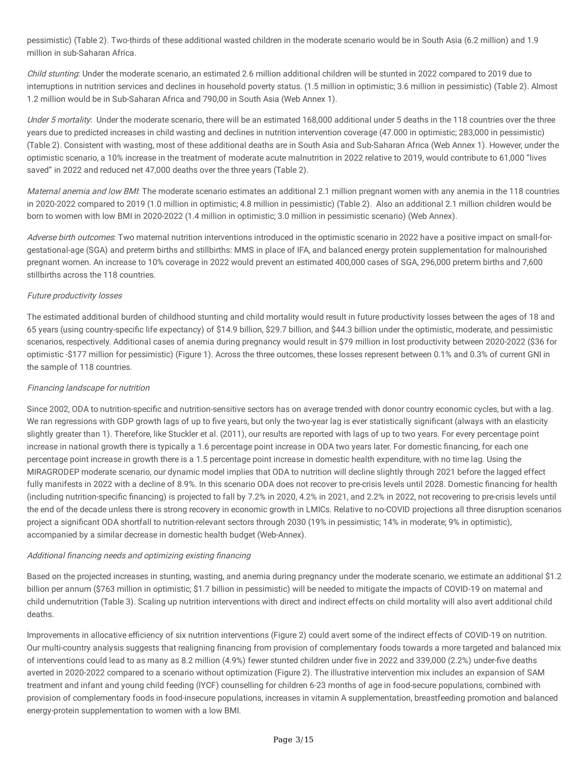pessimistic) (Table 2). Two-thirds of these additional wasted children in the moderate scenario would be in South Asia (6.2 million) and 1.9 million in sub-Saharan Africa.

*Child stunting*: Under the moderate scenario, an estimated 2.6 million additional children will be stunted in 2022 compared to 2019 due to interruptions in nutrition services and declines in household poverty status. (1.5 million in optimistic; 3.6 million in pessimistic) (Table 2). Almost 1.2 million would be in Sub-Saharan Africa and 790,00 in South Asia (Web Annex 1).

*Under 5 mortality*: Under the moderate scenario, there will be an estimated 168,000 additional under 5 deaths in the 118 countries over the three years due to predicted increases in child wasting and declines in nutrition intervention coverage (47.000 in optimistic; 283,000 in pessimistic) (Table 2). Consistent with wasting, most of these additional deaths are in South Asia and Sub-Saharan Africa (Web Annex 1). However, under the optimistic scenario, a 10% increase in the treatment of moderate acute malnutrition in 2022 relative to 2019, would contribute to 61,000 "lives saved" in 2022 and reduced net 47,000 deaths over the three years (Table 2).

*Maternal anemia and low BMI*: The moderate scenario estimates an additional 2.1 million pregnant women with any anemia in the 118 countries in 2020-2022 compared to 2019 (1.0 million in optimistic; 4.8 million in pessimistic) (Table 2). Also an additional 2.1 million children would be born to women with low BMI in 2020-2022 (1.4 million in optimistic; 3.0 million in pessimistic scenario) (Web Annex).

*Adverse birth outcomes*: Two maternal nutrition interventions introduced in the optimistic scenario in 2022 have a positive impact on small-for-gestational-age (SGA) and preterm births and stillbirths: MMS in place of IFA, and balanced energy protein supplementation for malnourished pregnant women. An increase to 10% coverage in 2022 would prevent an estimated 400,000 cases of SGA, 296,000 preterm births and 7,600 stillbirths across the 118 countries.

*Future productivity losses*

The estimated additional burden of childhood stunting and child mortality would result in future productivity losses between the ages of 18 and 65 years (using country-specific life expectancy) of $14.9 billion, $29.7 billion, and $44.3 billion under the optimistic, moderate, and pessimistic scenarios, respectively. Additional cases of anemia during pregnancy would result in $79 million in lost productivity between 2020-2022 ($36 for optimistic -$177 million for pessimistic) (Figure 1). Across the three outcomes, these losses represent between 0.1% and 0.3% of current GNI in the sample of 118 countries.

*Financing landscape for nutrition*

Since 2002, ODA to nutrition-specific and nutrition-sensitive sectors has on average trended with donor country economic cycles, but with a lag. We ran regressions with GDP growth lags of up to five years, but only the two-year lag is ever statistically significant (always with an elasticity slightly greater than 1). Therefore, like Stuckler et al. (2011), our results are reported with lags of up to two years. For every percentage point increase in national growth there is typically a 1.6 percentage point increase in ODA two years later. For domestic financing, for each one percentage point increase in growth there is a 1.5 percentage point increase in domestic health expenditure, with no time lag. Using the MIRAGRODEP moderate scenario, our dynamic model implies that ODA to nutrition will decline slightly through 2021 before the lagged effect fully manifests in 2022 with a decline of 8.9%. In this scenario ODA does not recover to pre-crisis levels until 2028. Domestic financing for health (including nutrition-specific financing) is projected to fall by 7.2% in 2020, 4.2% in 2021, and 2.2% in 2022, not recovering to pre-crisis levels until the end of the decade unless there is strong recovery in economic growth in LMICs. Relative to no-COVID projections all three disruption scenarios project a significant ODA shortfall to nutrition-relevant sectors through 2030 (19% in pessimistic; 14% in moderate; 9% in optimistic), accompanied by a similar decrease in domestic health budget (Web-Annex).

*Additional financing needs and optimizing existing financing*

Based on the projected increases in stunting, wasting, and anemia during pregnancy under the moderate scenario, we estimate an additional $1.2 billion per annum ($763 million in optimistic; $1.7 billion in pessimistic) will be needed to mitigate the impacts of COVID-19 on maternal and child undernutrition (Table 3). Scaling up nutrition interventions with direct and indirect effects on child mortality will also avert additional child deaths.

Improvements in allocative efficiency of six nutrition interventions (Figure 2) could avert some of the indirect effects of COVID-19 on nutrition. Our multi-country analysis suggests that realigning financing from provision of complementary foods towards a more targeted and balanced mix of interventions could lead to as many as 8.2 million (4.9%) fewer stunted children under five in 2022 and 339,000 (2.2%) under-five deaths averted in 2020-2022 compared to a scenario without optimization (Figure 2). The illustrative intervention mix includes an expansion of SAM treatment and infant and young child feeding (IYCF) counselling for children 6-23 months of age in food-secure populations, combined with provision of complementary foods in food-insecure populations, increases in vitamin A supplementation, breastfeeding promotion and balanced energy-protein supplementation to women with a low BMI.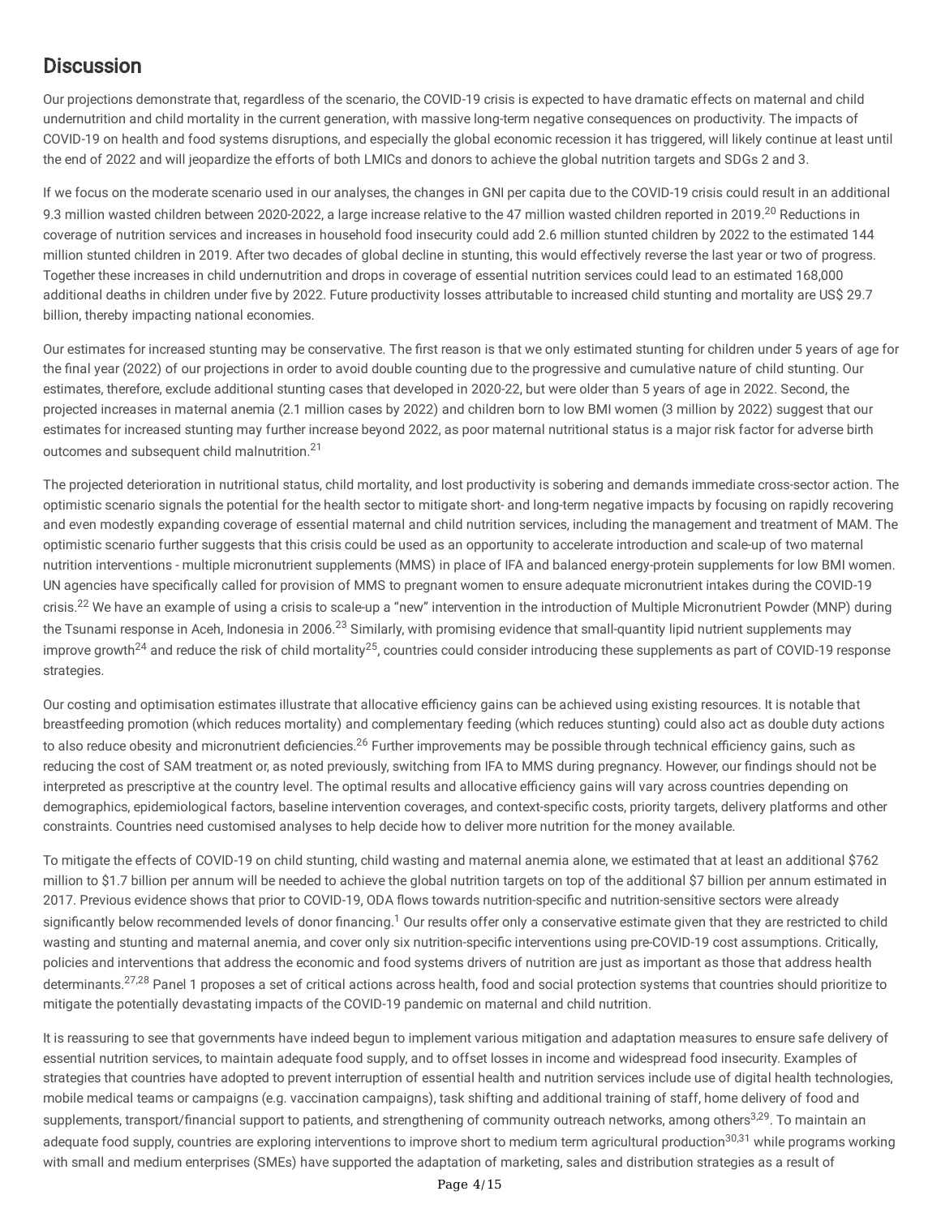## Discussion

Our projections demonstrate that, regardless of the scenario, the COVID-19 crisis is expected to have dramatic effects on maternal and child undernutrition and child mortality in the current generation, with massive long-term negative consequences on productivity. The impacts of COVID-19 on health and food systems disruptions, and especially the global economic recession it has triggered, will likely continue at least until the end of 2022 and will jeopardize the efforts of both LMICs and donors to achieve the global nutrition targets and SDGs 2 and 3.

If we focus on the moderate scenario used in our analyses, the changes in GNI per capita due to the COVID-19 crisis could result in an additional 9.3 million wasted children between 2020-2022, a large increase relative to the 47 million wasted children reported in 2019.[20] Reductions in coverage of nutrition services and increases in household food insecurity could add 2.6 million stunted children by 2022 to the estimated 144 million stunted children in 2019. After two decades of global decline in stunting, this would effectively reverse the last year or two of progress. Together these increases in child undernutrition and drops in coverage of essential nutrition services could lead to an estimated 168,000 additional deaths in children under five by 2022. Future productivity losses attributable to increased child stunting and mortality are US$ 29.7 billion, thereby impacting national economies.

Our estimates for increased stunting may be conservative. The first reason is that we only estimated stunting for children under 5 years of age for the final year (2022) of our projections in order to avoid double counting due to the progressive and cumulative nature of child stunting. Our estimates, therefore, exclude additional stunting cases that developed in 2020-22, but were older than 5 years of age in 2022. Second, the projected increases in maternal anemia (2.1 million cases by 2022) and children born to low BMI women (3 million by 2022) suggest that our estimates for increased stunting may further increase beyond 2022, as poor maternal nutritional status is a major risk factor for adverse birth outcomes and subsequent child malnutrition.[21]

The projected deterioration in nutritional status, child mortality, and lost productivity is sobering and demands immediate cross-sector action. The optimistic scenario signals the potential for the health sector to mitigate short- and long-term negative impacts by focusing on rapidly recovering and even modestly expanding coverage of essential maternal and child nutrition services, including the management and treatment of MAM. The optimistic scenario further suggests that this crisis could be used as an opportunity to accelerate introduction and scale-up of two maternal nutrition interventions - multiple micronutrient supplements (MMS) in place of IFA and balanced energy-protein supplements for low BMI women. UN agencies have specifically called for provision of MMS to pregnant women to ensure adequate micronutrient intakes during the COVID-19 crisis.[22] We have an example of using a crisis to scale-up a "new" intervention in the introduction of Multiple Micronutrient Powder (MNP) during the Tsunami response in Aceh, Indonesia in 2006.[23] Similarly, with promising evidence that small-quantity lipid nutrient supplements may improve growth[24] and reduce the risk of child mortality[25], countries could consider introducing these supplements as part of COVID-19 response strategies.

Our costing and optimisation estimates illustrate that allocative efficiency gains can be achieved using existing resources. It is notable that breastfeeding promotion (which reduces mortality) and complementary feeding (which reduces stunting) could also act as double duty actions to also reduce obesity and micronutrient deficiencies.[26] Further improvements may be possible through technical efficiency gains, such as reducing the cost of SAM treatment or, as noted previously, switching from IFA to MMS during pregnancy. However, our findings should not be interpreted as prescriptive at the country level. The optimal results and allocative efficiency gains will vary across countries depending on demographics, epidemiological factors, baseline intervention coverages, and context-specific costs, priority targets, delivery platforms and other constraints. Countries need customised analyses to help decide how to deliver more nutrition for the money available.

To mitigate the effects of COVID-19 on child stunting, child wasting and maternal anemia alone, we estimated that at least an additional $762 million to $1.7 billion per annum will be needed to achieve the global nutrition targets on top of the additional $7 billion per annum estimated in 2017. Previous evidence shows that prior to COVID-19, ODA flows towards nutrition-specific and nutrition-sensitive sectors were already significantly below recommended levels of donor financing.[1] Our results offer only a conservative estimate given that they are restricted to child wasting and stunting and maternal anemia, and cover only six nutrition-specific interventions using pre-COVID-19 cost assumptions. Critically, policies and interventions that address the economic and food systems drivers of nutrition are just as important as those that address health determinants.[27,28] Panel 1 proposes a set of critical actions across health, food and social protection systems that countries should prioritize to mitigate the potentially devastating impacts of the COVID-19 pandemic on maternal and child nutrition.

It is reassuring to see that governments have indeed begun to implement various mitigation and adaptation measures to ensure safe delivery of essential nutrition services, to maintain adequate food supply, and to offset losses in income and widespread food insecurity. Examples of strategies that countries have adopted to prevent interruption of essential health and nutrition services include use of digital health technologies, mobile medical teams or campaigns (e.g. vaccination campaigns), task shifting and additional training of staff, home delivery of food and supplements, transport/financial support to patients, and strengthening of community outreach networks, among others[3,29]. To maintain an adequate food supply, countries are exploring interventions to improve short to medium term agricultural production[30,31] while programs working with small and medium enterprises (SMEs) have supported the adaptation of marketing, sales and distribution strategies as a result of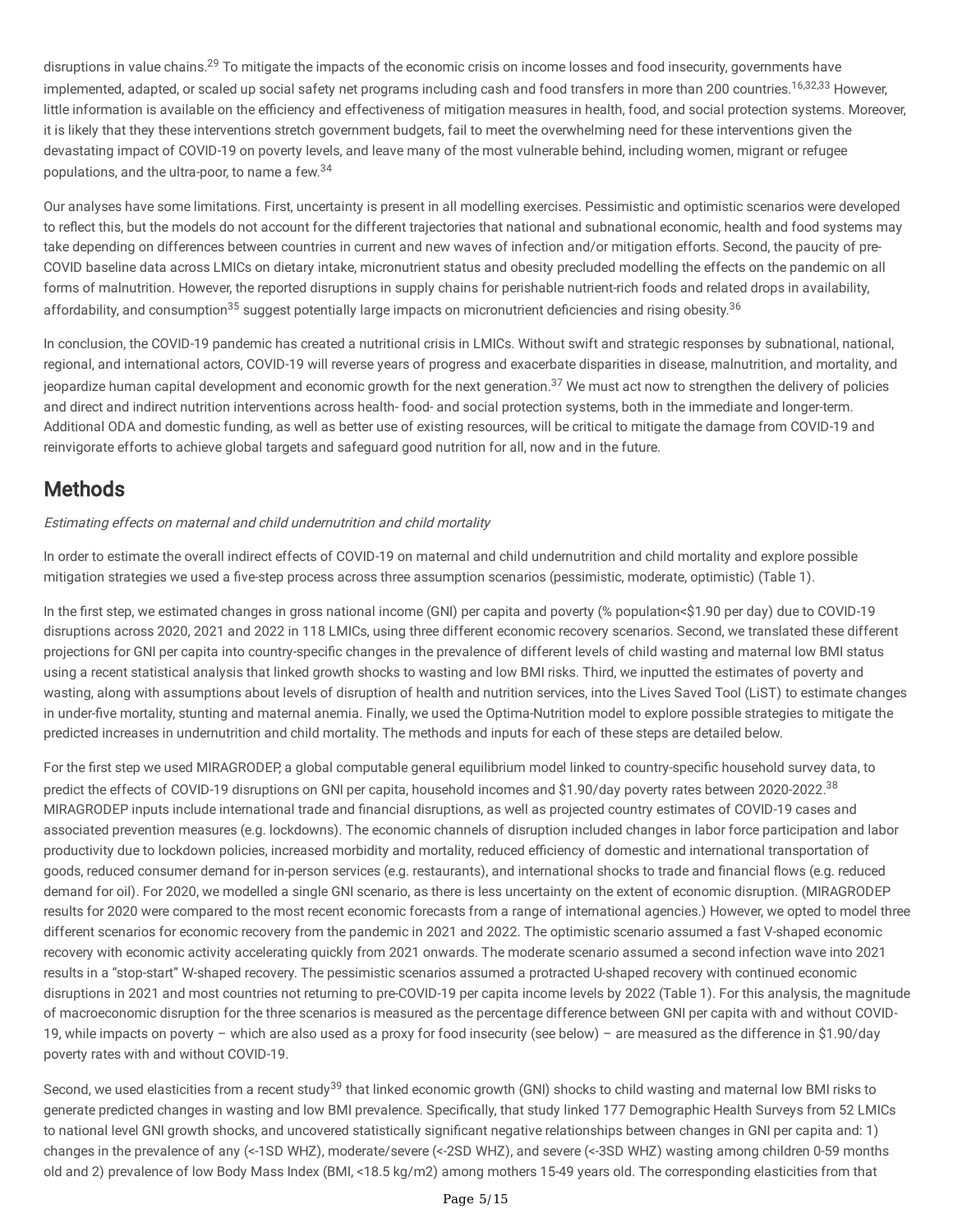disruptions in value chains.[29] To mitigate the impacts of the economic crisis on income losses and food insecurity, governments have implemented, adapted, or scaled up social safety net programs including cash and food transfers in more than 200 countries.[16,32,33] However, little information is available on the efficiency and effectiveness of mitigation measures in health, food, and social protection systems. Moreover, it is likely that they these interventions stretch government budgets, fail to meet the overwhelming need for these interventions given the devastating impact of COVID-19 on poverty levels, and leave many of the most vulnerable behind, including women, migrant or refugee populations, and the ultra-poor, to name a few.[34]

Our analyses have some limitations. First, uncertainty is present in all modelling exercises. Pessimistic and optimistic scenarios were developed to reflect this, but the models do not account for the different trajectories that national and subnational economic, health and food systems may take depending on differences between countries in current and new waves of infection and/or mitigation efforts. Second, the paucity of pre-COVID baseline data across LMICs on dietary intake, micronutrient status and obesity precluded modelling the effects on the pandemic on all forms of malnutrition. However, the reported disruptions in supply chains for perishable nutrient-rich foods and related drops in availability, affordability, and consumption[35] suggest potentially large impacts on micronutrient deficiencies and rising obesity.[36]

In conclusion, the COVID-19 pandemic has created a nutritional crisis in LMICs. Without swift and strategic responses by subnational, national, regional, and international actors, COVID-19 will reverse years of progress and exacerbate disparities in disease, malnutrition, and mortality, and jeopardize human capital development and economic growth for the next generation.[37] We must act now to strengthen the delivery of policies and direct and indirect nutrition interventions across health- food- and social protection systems, both in the immediate and longer-term. Additional ODA and domestic funding, as well as better use of existing resources, will be critical to mitigate the damage from COVID-19 and reinvigorate efforts to achieve global targets and safeguard good nutrition for all, now and in the future.

## Methods

*Estimating effects on maternal and child undernutrition and child mortality*

In order to estimate the overall indirect effects of COVID-19 on maternal and child undernutrition and child mortality and explore possible mitigation strategies we used a five-step process across three assumption scenarios (pessimistic, moderate, optimistic) (Table 1).

In the first step, we estimated changes in gross national income (GNI) per capita and poverty (% population<$1.90 per day) due to COVID-19 disruptions across 2020, 2021 and 2022 in 118 LMICs, using three different economic recovery scenarios. Second, we translated these different projections for GNI per capita into country-specific changes in the prevalence of different levels of child wasting and maternal low BMI status using a recent statistical analysis that linked growth shocks to wasting and low BMI risks. Third, we inputted the estimates of poverty and wasting, along with assumptions about levels of disruption of health and nutrition services, into the Lives Saved Tool (LiST) to estimate changes in under-five mortality, stunting and maternal anemia. Finally, we used the Optima-Nutrition model to explore possible strategies to mitigate the predicted increases in undernutrition and child mortality. The methods and inputs for each of these steps are detailed below.

For the first step we used MIRAGRODEP, a global computable general equilibrium model linked to country-specific household survey data, to predict the effects of COVID-19 disruptions on GNI per capita, household incomes and $1.90/day poverty rates between 2020-2022.[38] MIRAGRODEP inputs include international trade and financial disruptions, as well as projected country estimates of COVID-19 cases and associated prevention measures (e.g. lockdowns). The economic channels of disruption included changes in labor force participation and labor productivity due to lockdown policies, increased morbidity and mortality, reduced efficiency of domestic and international transportation of goods, reduced consumer demand for in-person services (e.g. restaurants), and international shocks to trade and financial flows (e.g. reduced demand for oil). For 2020, we modelled a single GNI scenario, as there is less uncertainty on the extent of economic disruption. (MIRAGRODEP results for 2020 were compared to the most recent economic forecasts from a range of international agencies.) However, we opted to model three different scenarios for economic recovery from the pandemic in 2021 and 2022. The optimistic scenario assumed a fast V-shaped economic recovery with economic activity accelerating quickly from 2021 onwards. The moderate scenario assumed a second infection wave into 2021 results in a "stop-start" W-shaped recovery. The pessimistic scenarios assumed a protracted U-shaped recovery with continued economic disruptions in 2021 and most countries not returning to pre-COVID-19 per capita income levels by 2022 (Table 1). For this analysis, the magnitude of macroeconomic disruption for the three scenarios is measured as the percentage difference between GNI per capita with and without COVID-19, while impacts on poverty – which are also used as a proxy for food insecurity (see below) – are measured as the difference in $1.90/day poverty rates with and without COVID-19.

Second, we used elasticities from a recent study[39] that linked economic growth (GNI) shocks to child wasting and maternal low BMI risks to generate predicted changes in wasting and low BMI prevalence. Specifically, that study linked 177 Demographic Health Surveys from 52 LMICs to national level GNI growth shocks, and uncovered statistically significant negative relationships between changes in GNI per capita and: 1) changes in the prevalence of any (<-1SD WHZ), moderate/severe (<-2SD WHZ), and severe (<-3SD WHZ) wasting among children 0-59 months old and 2) prevalence of low Body Mass Index (BMI, <18.5 kg/m2) among mothers 15-49 years old. The corresponding elasticities from that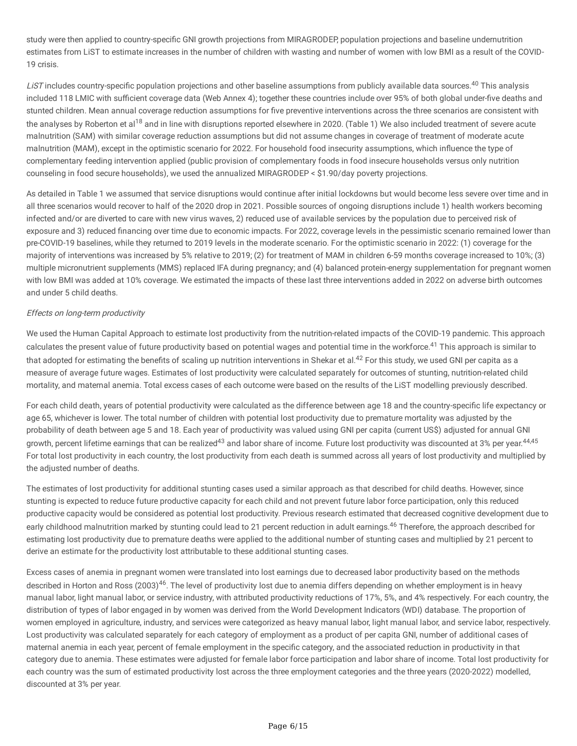study were then applied to country-specific GNI growth projections from MIRAGRODEP, population projections and baseline undernutrition estimates from LiST to estimate increases in the number of children with wasting and number of women with low BMI as a result of the COVID-19 crisis.

*LiST* includes country-specific population projections and other baseline assumptions from publicly available data sources.[40] This analysis included 118 LMIC with sufficient coverage data (Web Annex 4); together these countries include over 95% of both global under-five deaths and stunted children. Mean annual coverage reduction assumptions for five preventive interventions across the three scenarios are consistent with the analyses by Roberton et al[18] and in line with disruptions reported elsewhere in 2020. (Table 1) We also included treatment of severe acute malnutrition (SAM) with similar coverage reduction assumptions but did not assume changes in coverage of treatment of moderate acute malnutrition (MAM), except in the optimistic scenario for 2022. For household food insecurity assumptions, which influence the type of complementary feeding intervention applied (public provision of complementary foods in food insecure households versus only nutrition counseling in food secure households), we used the annualized MIRAGRODEP < $1.90/day poverty projections.

As detailed in Table 1 we assumed that service disruptions would continue after initial lockdowns but would become less severe over time and in all three scenarios would recover to half of the 2020 drop in 2021. Possible sources of ongoing disruptions include 1) health workers becoming infected and/or are diverted to care with new virus waves, 2) reduced use of available services by the population due to perceived risk of exposure and 3) reduced financing over time due to economic impacts. For 2022, coverage levels in the pessimistic scenario remained lower than pre-COVID-19 baselines, while they returned to 2019 levels in the moderate scenario. For the optimistic scenario in 2022: (1) coverage for the majority of interventions was increased by 5% relative to 2019; (2) for treatment of MAM in children 6-59 months coverage increased to 10%; (3) multiple micronutrient supplements (MMS) replaced IFA during pregnancy; and (4) balanced protein-energy supplementation for pregnant women with low BMI was added at 10% coverage. We estimated the impacts of these last three interventions added in 2022 on adverse birth outcomes and under 5 child deaths.

*Effects on long-term productivity*

We used the Human Capital Approach to estimate lost productivity from the nutrition-related impacts of the COVID-19 pandemic. This approach calculates the present value of future productivity based on potential wages and potential time in the workforce.[41] This approach is similar to that adopted for estimating the benefits of scaling up nutrition interventions in Shekar et al.[42] For this study, we used GNI per capita as a measure of average future wages. Estimates of lost productivity were calculated separately for outcomes of stunting, nutrition-related child mortality, and maternal anemia. Total excess cases of each outcome were based on the results of the LiST modelling previously described.

For each child death, years of potential productivity were calculated as the difference between age 18 and the country-specific life expectancy or age 65, whichever is lower. The total number of children with potential lost productivity due to premature mortality was adjusted by the probability of death between age 5 and 18. Each year of productivity was valued using GNI per capita (current US$) adjusted for annual GNI growth, percent lifetime earnings that can be realized[43] and labor share of income. Future lost productivity was discounted at 3% per year.[44,45] For total lost productivity in each country, the lost productivity from each death is summed across all years of lost productivity and multiplied by the adjusted number of deaths.

The estimates of lost productivity for additional stunting cases used a similar approach as that described for child deaths. However, since stunting is expected to reduce future productive capacity for each child and not prevent future labor force participation, only this reduced productive capacity would be considered as potential lost productivity. Previous research estimated that decreased cognitive development due to early childhood malnutrition marked by stunting could lead to 21 percent reduction in adult earnings.[46] Therefore, the approach described for estimating lost productivity due to premature deaths were applied to the additional number of stunting cases and multiplied by 21 percent to derive an estimate for the productivity lost attributable to these additional stunting cases.

Excess cases of anemia in pregnant women were translated into lost earnings due to decreased labor productivity based on the methods described in Horton and Ross (2003)[46]. The level of productivity lost due to anemia differs depending on whether employment is in heavy manual labor, light manual labor, or service industry, with attributed productivity reductions of 17%, 5%, and 4% respectively. For each country, the distribution of types of labor engaged in by women was derived from the World Development Indicators (WDI) database. The proportion of women employed in agriculture, industry, and services were categorized as heavy manual labor, light manual labor, and service labor, respectively. Lost productivity was calculated separately for each category of employment as a product of per capita GNI, number of additional cases of maternal anemia in each year, percent of female employment in the specific category, and the associated reduction in productivity in that category due to anemia. These estimates were adjusted for female labor force participation and labor share of income. Total lost productivity for each country was the sum of estimated productivity lost across the three employment categories and the three years (2020-2022) modelled, discounted at 3% per year.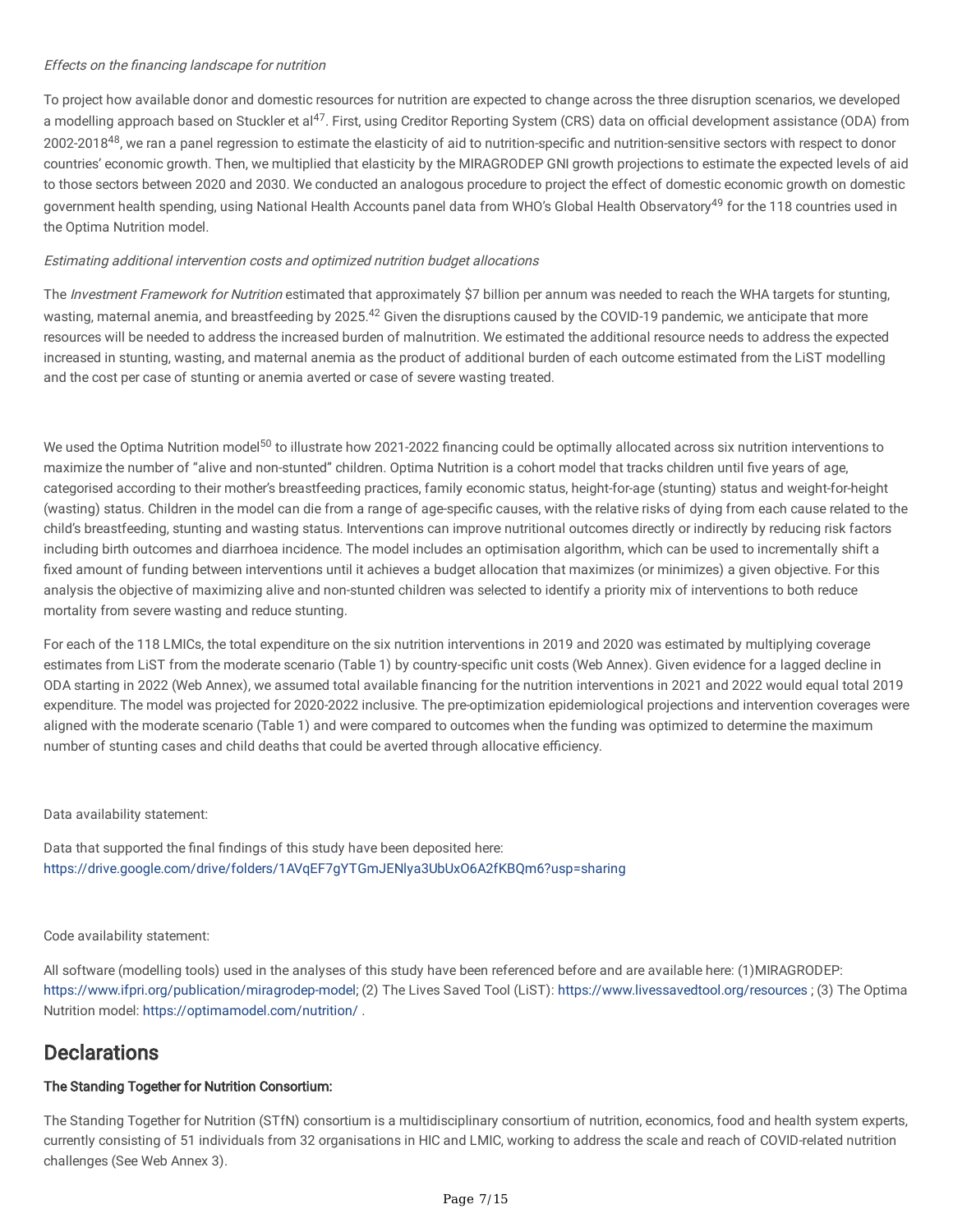*Effects on the financing landscape for nutrition*

To project how available donor and domestic resources for nutrition are expected to change across the three disruption scenarios, we developed a modelling approach based on Stuckler et al[47]. First, using Creditor Reporting System (CRS) data on official development assistance (ODA) from 2002-2018[48], we ran a panel regression to estimate the elasticity of aid to nutrition-specific and nutrition-sensitive sectors with respect to donor countries' economic growth. Then, we multiplied that elasticity by the MIRAGRODEP GNI growth projections to estimate the expected levels of aid to those sectors between 2020 and 2030. We conducted an analogous procedure to project the effect of domestic economic growth on domestic government health spending, using National Health Accounts panel data from WHO's Global Health Observatory[49] for the 118 countries used in the Optima Nutrition model.

*Estimating additional intervention costs and optimized nutrition budget allocations*

The *Investment Framework for Nutrition* estimated that approximately $7 billion per annum was needed to reach the WHA targets for stunting, wasting, maternal anemia, and breastfeeding by 2025.[42] Given the disruptions caused by the COVID-19 pandemic, we anticipate that more resources will be needed to address the increased burden of malnutrition. We estimated the additional resource needs to address the expected increased in stunting, wasting, and maternal anemia as the product of additional burden of each outcome estimated from the LiST modelling and the cost per case of stunting or anemia averted or case of severe wasting treated.

We used the Optima Nutrition model[50] to illustrate how 2021-2022 financing could be optimally allocated across six nutrition interventions to maximize the number of "alive and non-stunted" children. Optima Nutrition is a cohort model that tracks children until five years of age, categorised according to their mother's breastfeeding practices, family economic status, height-for-age (stunting) status and weight-for-height (wasting) status. Children in the model can die from a range of age-specific causes, with the relative risks of dying from each cause related to the child's breastfeeding, stunting and wasting status. Interventions can improve nutritional outcomes directly or indirectly by reducing risk factors including birth outcomes and diarrhoea incidence. The model includes an optimisation algorithm, which can be used to incrementally shift a fixed amount of funding between interventions until it achieves a budget allocation that maximizes (or minimizes) a given objective. For this analysis the objective of maximizing alive and non-stunted children was selected to identify a priority mix of interventions to both reduce mortality from severe wasting and reduce stunting.

For each of the 118 LMICs, the total expenditure on the six nutrition interventions in 2019 and 2020 was estimated by multiplying coverage estimates from LiST from the moderate scenario (Table 1) by country-specific unit costs (Web Annex). Given evidence for a lagged decline in ODA starting in 2022 (Web Annex), we assumed total available financing for the nutrition interventions in 2021 and 2022 would equal total 2019 expenditure. The model was projected for 2020-2022 inclusive. The pre-optimization epidemiological projections and intervention coverages were aligned with the moderate scenario (Table 1) and were compared to outcomes when the funding was optimized to determine the maximum number of stunting cases and child deaths that could be averted through allocative efficiency.

Data availability statement:

Data that supported the final findings of this study have been deposited here: https://drive.google.com/drive/folders/1AVqEF7gYTGmJENlya3UbUxO6A2fKBQm6?usp=sharing

Code availability statement:

All software (modelling tools) used in the analyses of this study have been referenced before and are available here: (1)MIRAGRODEP: https://www.ifpri.org/publication/miragrodep-model; (2) The Lives Saved Tool (LiST): https://www.livessavedtool.org/resources ; (3) The Optima Nutrition model: https://optimamodel.com/nutrition/ .

## Declarations

**The Standing Together for Nutrition Consortium:**

The Standing Together for Nutrition (STfN) consortium is a multidisciplinary consortium of nutrition, economics, food and health system experts, currently consisting of 51 individuals from 32 organisations in HIC and LMIC, working to address the scale and reach of COVID-related nutrition challenges (See Web Annex 3).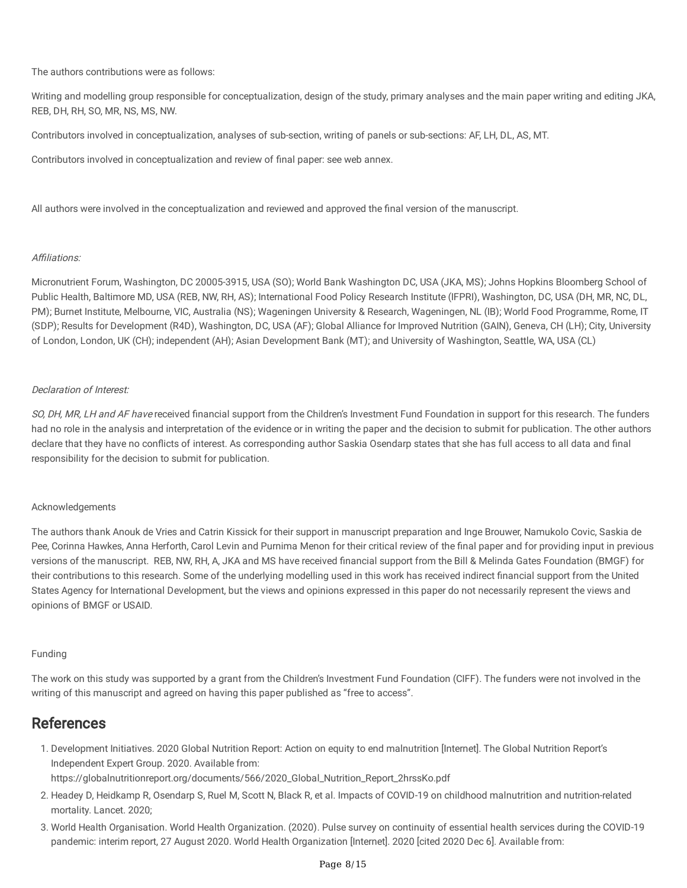The authors contributions were as follows:

Writing and modelling group responsible for conceptualization, design of the study, primary analyses and the main paper writing and editing JKA, REB, DH, RH, SO, MR, NS, MS, NW.

Contributors involved in conceptualization, analyses of sub-section, writing of panels or sub-sections: AF, LH, DL, AS, MT.

Contributors involved in conceptualization and review of final paper: see web annex.

All authors were involved in the conceptualization and reviewed and approved the final version of the manuscript.

*Affiliations:*

Micronutrient Forum, Washington, DC 20005-3915, USA (SO); World Bank Washington DC, USA (JKA, MS); Johns Hopkins Bloomberg School of Public Health, Baltimore MD, USA (REB, NW, RH, AS); International Food Policy Research Institute (IFPRI), Washington, DC, USA (DH, MR, NC, DL, PM); Burnet Institute, Melbourne, VIC, Australia (NS); Wageningen University & Research, Wageningen, NL (IB); World Food Programme, Rome, IT (SDP); Results for Development (R4D), Washington, DC, USA (AF); Global Alliance for Improved Nutrition (GAIN), Geneva, CH (LH); City, University of London, London, UK (CH); independent (AH); Asian Development Bank (MT); and University of Washington, Seattle, WA, USA (CL)

*Declaration of Interest:*

*SO, DH, MR, LH and AF have* received financial support from the Children's Investment Fund Foundation in support for this research. The funders had no role in the analysis and interpretation of the evidence or in writing the paper and the decision to submit for publication. The other authors declare that they have no conflicts of interest. As corresponding author Saskia Osendarp states that she has full access to all data and final responsibility for the decision to submit for publication.

Acknowledgements

The authors thank Anouk de Vries and Catrin Kissick for their support in manuscript preparation and Inge Brouwer, Namukolo Covic, Saskia de Pee, Corinna Hawkes, Anna Herforth, Carol Levin and Purnima Menon for their critical review of the final paper and for providing input in previous versions of the manuscript. REB, NW, RH, A, JKA and MS have received financial support from the Bill & Melinda Gates Foundation (BMGF) for their contributions to this research. Some of the underlying modelling used in this work has received indirect financial support from the United States Agency for International Development, but the views and opinions expressed in this paper do not necessarily represent the views and opinions of BMGF or USAID.

Funding

The work on this study was supported by a grant from the Children's Investment Fund Foundation (CIFF). The funders were not involved in the writing of this manuscript and agreed on having this paper published as "free to access".

## References

1. Development Initiatives. 2020 Global Nutrition Report: Action on equity to end malnutrition [Internet]. The Global Nutrition Report's Independent Expert Group. 2020. Available from: https://globalnutritionreport.org/documents/566/2020_Global_Nutrition_Report_2hrssKo.pdf
2. Headey D, Heidkamp R, Osendarp S, Ruel M, Scott N, Black R, et al. Impacts of COVID-19 on childhood malnutrition and nutrition-related mortality. Lancet. 2020;
3. World Health Organisation. World Health Organization. (2020). Pulse survey on continuity of essential health services during the COVID-19 pandemic: interim report, 27 August 2020. World Health Organization [Internet]. 2020 [cited 2020 Dec 6]. Available from: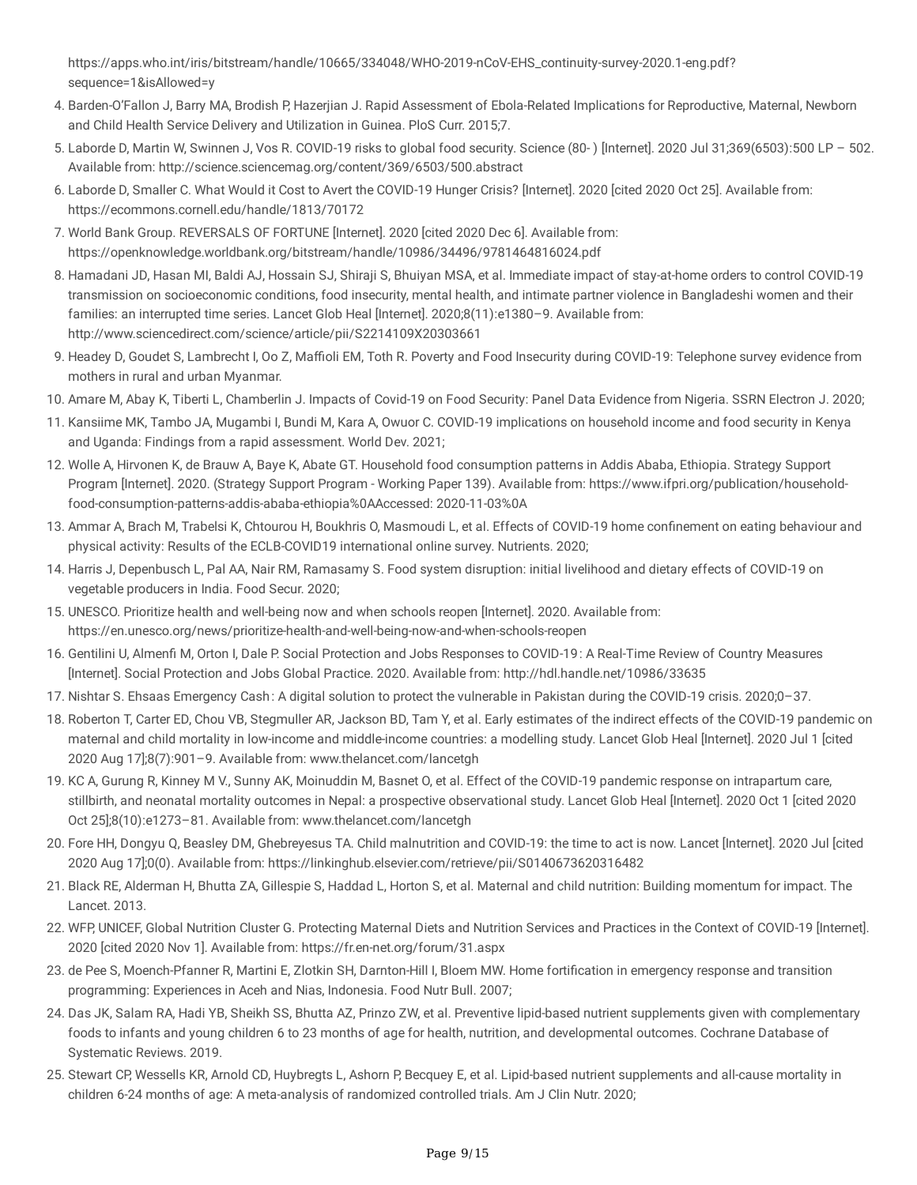https://apps.who.int/iris/bitstream/handle/10665/334048/WHO-2019-nCoV-EHS_continuity-survey-2020.1-eng.pdf?sequence=1&isAllowed=y

4. Barden-O'Fallon J, Barry MA, Brodish P, Hazerjian J. Rapid Assessment of Ebola-Related Implications for Reproductive, Maternal, Newborn and Child Health Service Delivery and Utilization in Guinea. PloS Curr. 2015;7.
5. Laborde D, Martin W, Swinnen J, Vos R. COVID-19 risks to global food security. Science (80- ) [Internet]. 2020 Jul 31;369(6503):500 LP – 502. Available from: http://science.sciencemag.org/content/369/6503/500.abstract
6. Laborde D, Smaller C. What Would it Cost to Avert the COVID-19 Hunger Crisis? [Internet]. 2020 [cited 2020 Oct 25]. Available from: https://ecommons.cornell.edu/handle/1813/70172
7. World Bank Group. REVERSALS OF FORTUNE [Internet]. 2020 [cited 2020 Dec 6]. Available from: https://openknowledge.worldbank.org/bitstream/handle/10986/34496/9781464816024.pdf
8. Hamadani JD, Hasan MI, Baldi AJ, Hossain SJ, Shiraji S, Bhuiyan MSA, et al. Immediate impact of stay-at-home orders to control COVID-19 transmission on socioeconomic conditions, food insecurity, mental health, and intimate partner violence in Bangladeshi women and their families: an interrupted time series. Lancet Glob Heal [Internet]. 2020;8(11):e1380–9. Available from: http://www.sciencedirect.com/science/article/pii/S2214109X20303661
9. Headey D, Goudet S, Lambrecht I, Oo Z, Maffioli EM, Toth R. Poverty and Food Insecurity during COVID-19: Telephone survey evidence from mothers in rural and urban Myanmar.
10. Amare M, Abay K, Tiberti L, Chamberlin J. Impacts of Covid-19 on Food Security: Panel Data Evidence from Nigeria. SSRN Electron J. 2020;
11. Kansiime MK, Tambo JA, Mugambi I, Bundi M, Kara A, Owuor C. COVID-19 implications on household income and food security in Kenya and Uganda: Findings from a rapid assessment. World Dev. 2021;
12. Wolle A, Hirvonen K, de Brauw A, Baye K, Abate GT. Household food consumption patterns in Addis Ababa, Ethiopia. Strategy Support Program [Internet]. 2020. (Strategy Support Program - Working Paper 139). Available from: https://www.ifpri.org/publication/household-food-consumption-patterns-addis-ababa-ethiopia%0AAccessed: 2020-11-03%0A
13. Ammar A, Brach M, Trabelsi K, Chtourou H, Boukhris O, Masmoudi L, et al. Effects of COVID-19 home confinement on eating behaviour and physical activity: Results of the ECLB-COVID19 international online survey. Nutrients. 2020;
14. Harris J, Depenbusch L, Pal AA, Nair RM, Ramasamy S. Food system disruption: initial livelihood and dietary effects of COVID-19 on vegetable producers in India. Food Secur. 2020;
15. UNESCO. Prioritize health and well-being now and when schools reopen [Internet]. 2020. Available from: https://en.unesco.org/news/prioritize-health-and-well-being-now-and-when-schools-reopen
16. Gentilini U, Almenfi M, Orton I, Dale P. Social Protection and Jobs Responses to COVID-19 : A Real-Time Review of Country Measures [Internet]. Social Protection and Jobs Global Practice. 2020. Available from: http://hdl.handle.net/10986/33635
17. Nishtar S. Ehsaas Emergency Cash : A digital solution to protect the vulnerable in Pakistan during the COVID-19 crisis. 2020;0–37.
18. Roberton T, Carter ED, Chou VB, Stegmuller AR, Jackson BD, Tam Y, et al. Early estimates of the indirect effects of the COVID-19 pandemic on maternal and child mortality in low-income and middle-income countries: a modelling study. Lancet Glob Heal [Internet]. 2020 Jul 1 [cited 2020 Aug 17];8(7):901–9. Available from: www.thelancet.com/lancetgh
19. KC A, Gurung R, Kinney M V., Sunny AK, Moinuddin M, Basnet O, et al. Effect of the COVID-19 pandemic response on intrapartum care, stillbirth, and neonatal mortality outcomes in Nepal: a prospective observational study. Lancet Glob Heal [Internet]. 2020 Oct 1 [cited 2020 Oct 25];8(10):e1273–81. Available from: www.thelancet.com/lancetgh
20. Fore HH, Dongyu Q, Beasley DM, Ghebreyesus TA. Child malnutrition and COVID-19: the time to act is now. Lancet [Internet]. 2020 Jul [cited 2020 Aug 17];0(0). Available from: https://linkinghub.elsevier.com/retrieve/pii/S0140673620316482
21. Black RE, Alderman H, Bhutta ZA, Gillespie S, Haddad L, Horton S, et al. Maternal and child nutrition: Building momentum for impact. The Lancet. 2013.
22. WFP, UNICEF, Global Nutrition Cluster G. Protecting Maternal Diets and Nutrition Services and Practices in the Context of COVID-19 [Internet]. 2020 [cited 2020 Nov 1]. Available from: https://fr.en-net.org/forum/31.aspx
23. de Pee S, Moench-Pfanner R, Martini E, Zlotkin SH, Darnton-Hill I, Bloem MW. Home fortification in emergency response and transition programming: Experiences in Aceh and Nias, Indonesia. Food Nutr Bull. 2007;
24. Das JK, Salam RA, Hadi YB, Sheikh SS, Bhutta AZ, Prinzo ZW, et al. Preventive lipid-based nutrient supplements given with complementary foods to infants and young children 6 to 23 months of age for health, nutrition, and developmental outcomes. Cochrane Database of Systematic Reviews. 2019.
25. Stewart CP, Wessells KR, Arnold CD, Huybregts L, Ashorn P, Becquey E, et al. Lipid-based nutrient supplements and all-cause mortality in children 6-24 months of age: A meta-analysis of randomized controlled trials. Am J Clin Nutr. 2020;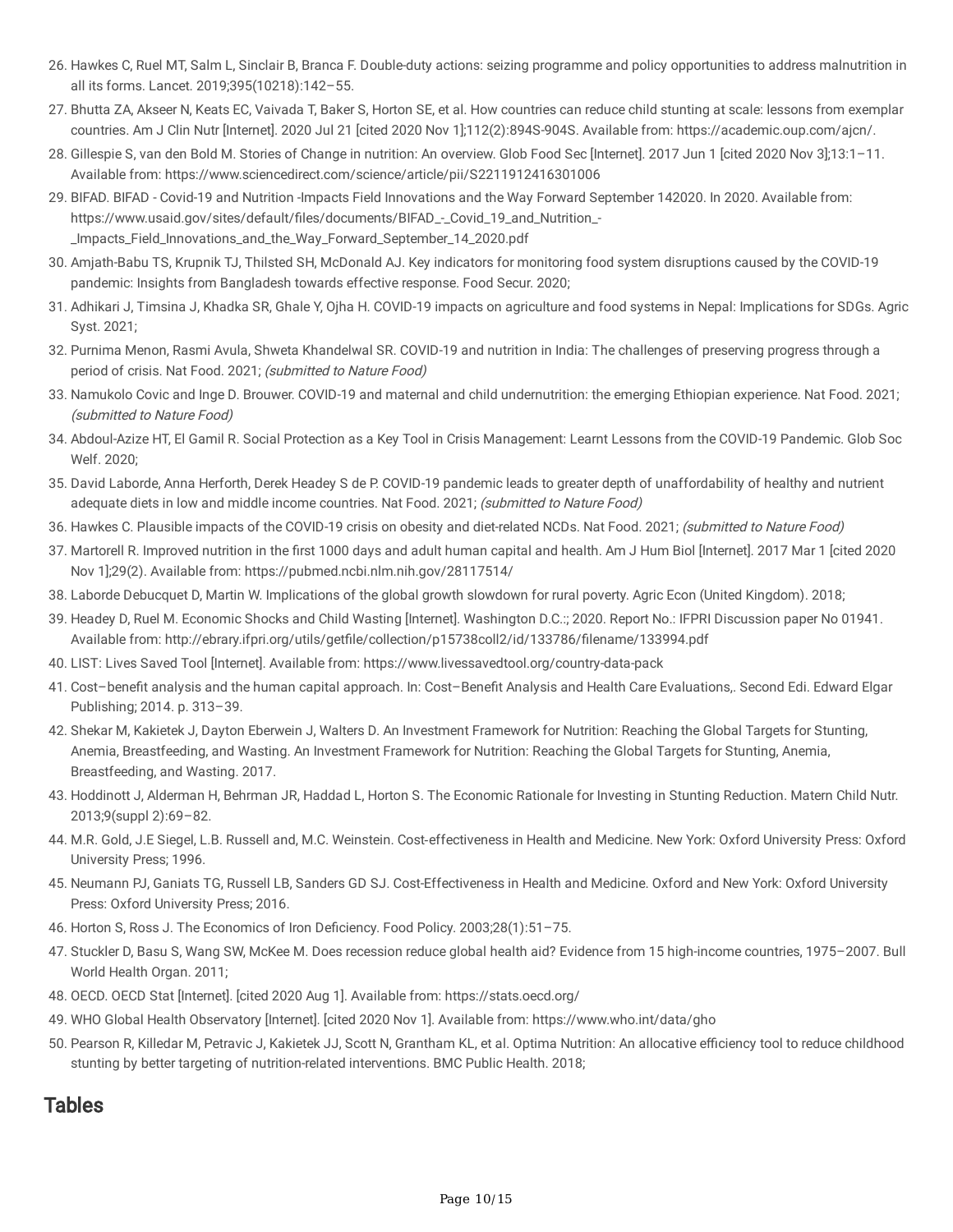26. Hawkes C, Ruel MT, Salm L, Sinclair B, Branca F. Double-duty actions: seizing programme and policy opportunities to address malnutrition in all its forms. Lancet. 2019;395(10218):142–55.
27. Bhutta ZA, Akseer N, Keats EC, Vaivada T, Baker S, Horton SE, et al. How countries can reduce child stunting at scale: lessons from exemplar countries. Am J Clin Nutr [Internet]. 2020 Jul 21 [cited 2020 Nov 1];112(2):894S-904S. Available from: https://academic.oup.com/ajcn/.
28. Gillespie S, van den Bold M. Stories of Change in nutrition: An overview. Glob Food Sec [Internet]. 2017 Jun 1 [cited 2020 Nov 3];13:1–11. Available from: https://www.sciencedirect.com/science/article/pii/S2211912416301006
29. BIFAD. BIFAD - Covid-19 and Nutrition -Impacts Field Innovations and the Way Forward September 142020. In 2020. Available from: https://www.usaid.gov/sites/default/files/documents/BIFAD_-_Covid_19_and_Nutrition_-_Impacts_Field_Innovations_and_the_Way_Forward_September_14_2020.pdf
30. Amjath-Babu TS, Krupnik TJ, Thilsted SH, McDonald AJ. Key indicators for monitoring food system disruptions caused by the COVID-19 pandemic: Insights from Bangladesh towards effective response. Food Secur. 2020;
31. Adhikari J, Timsina J, Khadka SR, Ghale Y, Ojha H. COVID-19 impacts on agriculture and food systems in Nepal: Implications for SDGs. Agric Syst. 2021;
32. Purnima Menon, Rasmi Avula, Shweta Khandelwal SR. COVID-19 and nutrition in India: The challenges of preserving progress through a period of crisis. Nat Food. 2021; *(submitted to Nature Food)*
33. Namukolo Covic and Inge D. Brouwer. COVID-19 and maternal and child undernutrition: the emerging Ethiopian experience. Nat Food. 2021; *(submitted to Nature Food)*
34. Abdoul-Azize HT, El Gamil R. Social Protection as a Key Tool in Crisis Management: Learnt Lessons from the COVID-19 Pandemic. Glob Soc Welf. 2020;
35. David Laborde, Anna Herforth, Derek Headey S de P. COVID-19 pandemic leads to greater depth of unaffordability of healthy and nutrient adequate diets in low and middle income countries. Nat Food. 2021; *(submitted to Nature Food)*
36. Hawkes C. Plausible impacts of the COVID-19 crisis on obesity and diet-related NCDs. Nat Food. 2021; *(submitted to Nature Food)*
37. Martorell R. Improved nutrition in the first 1000 days and adult human capital and health. Am J Hum Biol [Internet]. 2017 Mar 1 [cited 2020 Nov 1];29(2). Available from: https://pubmed.ncbi.nlm.nih.gov/28117514/
38. Laborde Debucquet D, Martin W. Implications of the global growth slowdown for rural poverty. Agric Econ (United Kingdom). 2018;
39. Headey D, Ruel M. Economic Shocks and Child Wasting [Internet]. Washington D.C.:; 2020. Report No.: IFPRI Discussion paper No 01941. Available from: http://ebrary.ifpri.org/utils/getfile/collection/p15738coll2/id/133786/filename/133994.pdf
40. LIST: Lives Saved Tool [Internet]. Available from: https://www.livessavedtool.org/country-data-pack
41. Cost–benefit analysis and the human capital approach. In: Cost–Benefit Analysis and Health Care Evaluations,. Second Edi. Edward Elgar Publishing; 2014. p. 313–39.
42. Shekar M, Kakietek J, Dayton Eberwein J, Walters D. An Investment Framework for Nutrition: Reaching the Global Targets for Stunting, Anemia, Breastfeeding, and Wasting. An Investment Framework for Nutrition: Reaching the Global Targets for Stunting, Anemia, Breastfeeding, and Wasting. 2017.
43. Hoddinott J, Alderman H, Behrman JR, Haddad L, Horton S. The Economic Rationale for Investing in Stunting Reduction. Matern Child Nutr. 2013;9(suppl 2):69–82.
44. M.R. Gold, J.E Siegel, L.B. Russell and, M.C. Weinstein. Cost-effectiveness in Health and Medicine. New York: Oxford University Press: Oxford University Press; 1996.
45. Neumann PJ, Ganiats TG, Russell LB, Sanders GD SJ. Cost-Effectiveness in Health and Medicine. Oxford and New York: Oxford University Press: Oxford University Press; 2016.
46. Horton S, Ross J. The Economics of Iron Deficiency. Food Policy. 2003;28(1):51–75.
47. Stuckler D, Basu S, Wang SW, McKee M. Does recession reduce global health aid? Evidence from 15 high-income countries, 1975–2007. Bull World Health Organ. 2011;
48. OECD. OECD Stat [Internet]. [cited 2020 Aug 1]. Available from: https://stats.oecd.org/
49. WHO Global Health Observatory [Internet]. [cited 2020 Nov 1]. Available from: https://www.who.int/data/gho
50. Pearson R, Killedar M, Petravic J, Kakietek JJ, Scott N, Grantham KL, et al. Optima Nutrition: An allocative efficiency tool to reduce childhood stunting by better targeting of nutrition-related interventions. BMC Public Health. 2018;

## Tables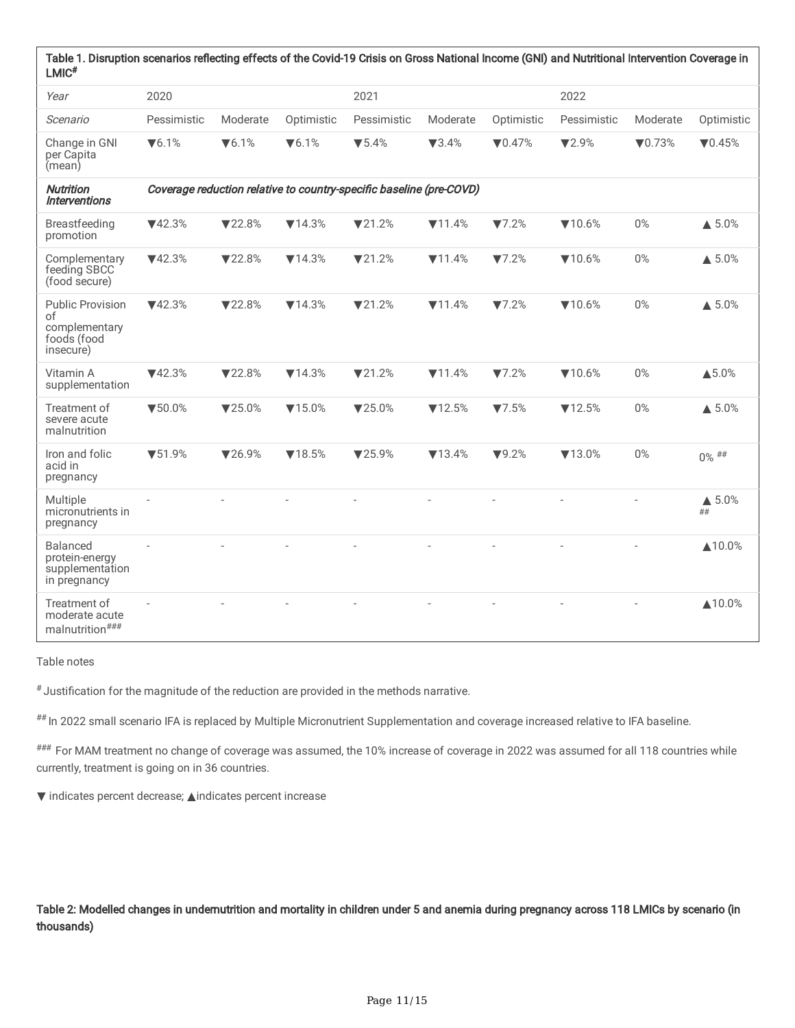| Table 1. Disruption scenarios reflecting effects of the Covid-19 Crisis on Gross National Income (GNI) and Nutritional Intervention Coverage in LMIC[#] | | | | | | | | | |
|---|---|---|---|---|---|---|---|---|---|
| *Year* | 2020 | | | 2021 | | | 2022 | | |
| *Scenario* | Pessimistic | Moderate | Optimistic | Pessimistic | Moderate | Optimistic | Pessimistic | Moderate | Optimistic |
| Change in GNI per Capita (mean) | ▼6.1% | ▼6.1% | ▼6.1% | ▼5.4% | ▼3.4% | ▼0.47% | ▼2.9% | ▼0.73% | ▼0.45% |
| ***Nutrition Interventions*** | *Coverage reduction relative to country-specific baseline (pre-COVD)* | | | | | | | | |
| Breastfeeding promotion | ▼42.3% | ▼22.8% | ▼14.3% | ▼21.2% | ▼11.4% | ▼7.2% | ▼10.6% | 0% | ▲ 5.0% |
| Complementary feeding SBCC (food secure) | ▼42.3% | ▼22.8% | ▼14.3% | ▼21.2% | ▼11.4% | ▼7.2% | ▼10.6% | 0% | ▲ 5.0% |
| Public Provision of complementary foods (food insecure) | ▼42.3% | ▼22.8% | ▼14.3% | ▼21.2% | ▼11.4% | ▼7.2% | ▼10.6% | 0% | ▲ 5.0% |
| Vitamin A supplementation | ▼42.3% | ▼22.8% | ▼14.3% | ▼21.2% | ▼11.4% | ▼7.2% | ▼10.6% | 0% | ▲5.0% |
| Treatment of severe acute malnutrition | ▼50.0% | ▼25.0% | ▼15.0% | ▼25.0% | ▼12.5% | ▼7.5% | ▼12.5% | 0% | ▲ 5.0% |
| Iron and folic acid in pregnancy | ▼51.9% | ▼26.9% | ▼18.5% | ▼25.9% | ▼13.4% | ▼9.2% | ▼13.0% | 0% | 0% [##] |
| Multiple micronutrients in pregnancy | - | - | - | - | - | - | - | - | ▲ 5.0% [##] |
| Balanced protein-energy supplementation in pregnancy | - | - | - | - | - | - | - | - | ▲10.0% |
| Treatment of moderate acute malnutrition[###] | - | - | - | - | - | - | - | - | ▲10.0% |

Table notes

[#] Justification for the magnitude of the reduction are provided in the methods narrative.

[##] In 2022 small scenario IFA is replaced by Multiple Micronutrient Supplementation and coverage increased relative to IFA baseline.

[###] For MAM treatment no change of coverage was assumed, the 10% increase of coverage in 2022 was assumed for all 118 countries while currently, treatment is going on in 36 countries.

▼ indicates percent decrease; ▲indicates percent increase

**Table 2: Modelled changes in undernutrition and mortality in children under 5 and anemia during pregnancy across 118 LMICs by scenario (in thousands)**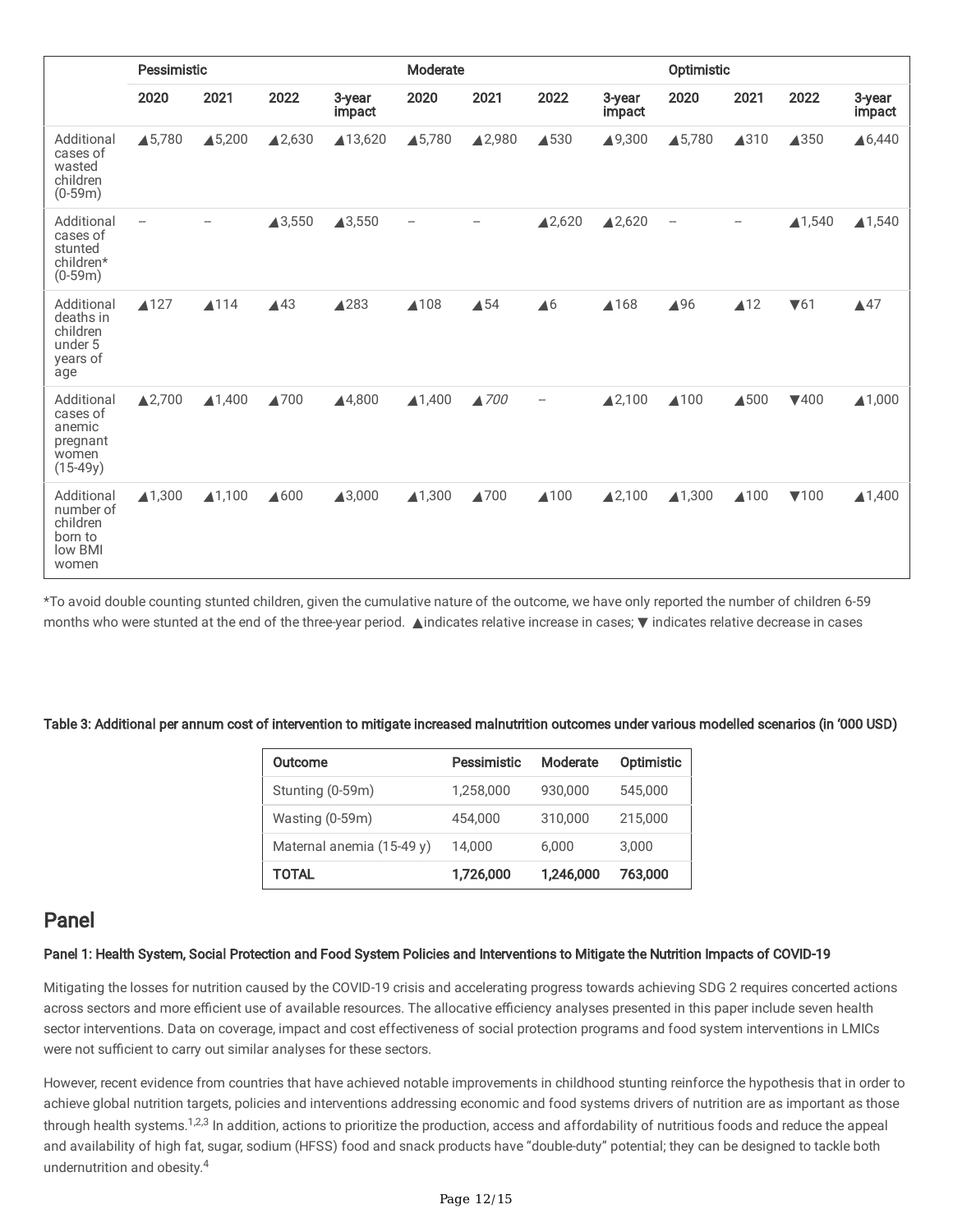| | Pessimistic | | | | Moderate | | | | Optimistic | | | |
|---|---|---|---|---|---|---|---|---|---|---|---|---|
| | 2020 | 2021 | 2022 | 3-year impact | 2020 | 2021 | 2022 | 3-year impact | 2020 | 2021 | 2022 | 3-year impact |
| Additional cases of wasted children (0-59m) | ▲5,780 | ▲5,200 | ▲2,630 | ▲13,620 | ▲5,780 | ▲2,980 | ▲530 | ▲9,300 | ▲5,780 | ▲310 | ▲350 | ▲6,440 |
| Additional cases of stunted children* (0-59m) | – | – | ▲3,550 | ▲3,550 | – | – | ▲2,620 | ▲2,620 | – | – | ▲1,540 | ▲1,540 |
| Additional deaths in children under 5 years of age | ▲127 | ▲114 | ▲43 | ▲283 | ▲108 | ▲54 | ▲6 | ▲168 | ▲96 | ▲12 | ▼61 | ▲47 |
| Additional cases of anemic pregnant women (15-49y) | ▲2,700 | ▲1,400 | ▲700 | ▲4,800 | ▲1,400 | ▲*700* | – | ▲2,100 | ▲100 | ▲500 | ▼400 | ▲1,000 |
| Additional number of children born to low BMI women | ▲1,300 | ▲1,100 | ▲600 | ▲3,000 | ▲1,300 | ▲700 | ▲100 | ▲2,100 | ▲1,300 | ▲100 | ▼100 | ▲1,400 |

*To avoid double counting stunted children, given the cumulative nature of the outcome, we have only reported the number of children 6-59 months who were stunted at the end of the three-year period. ▲indicates relative increase in cases; ▼ indicates relative decrease in cases

**Table 3: Additional per annum cost of intervention to mitigate increased malnutrition outcomes under various modelled scenarios (in '000 USD)**

| Outcome | Pessimistic | Moderate | Optimistic |
|---|---|---|---|
| Stunting (0-59m) | 1,258,000 | 930,000 | 545,000 |
| Wasting (0-59m) | 454,000 | 310,000 | 215,000 |
| Maternal anemia (15-49 y) | 14,000 | 6,000 | 3,000 |
| **TOTAL** | **1,726,000** | **1,246,000** | **763,000** |

## Panel

### Panel 1: Health System, Social Protection and Food System Policies and Interventions to Mitigate the Nutrition Impacts of COVID-19

Mitigating the losses for nutrition caused by the COVID-19 crisis and accelerating progress towards achieving SDG 2 requires concerted actions across sectors and more efficient use of available resources. The allocative efficiency analyses presented in this paper include seven health sector interventions. Data on coverage, impact and cost effectiveness of social protection programs and food system interventions in LMICs were not sufficient to carry out similar analyses for these sectors.

However, recent evidence from countries that have achieved notable improvements in childhood stunting reinforce the hypothesis that in order to achieve global nutrition targets, policies and interventions addressing economic and food systems drivers of nutrition are as important as those through health systems.[1,2,3] In addition, actions to prioritize the production, access and affordability of nutritious foods and reduce the appeal and availability of high fat, sugar, sodium (HFSS) food and snack products have "double-duty" potential; they can be designed to tackle both undernutrition and obesity.[4]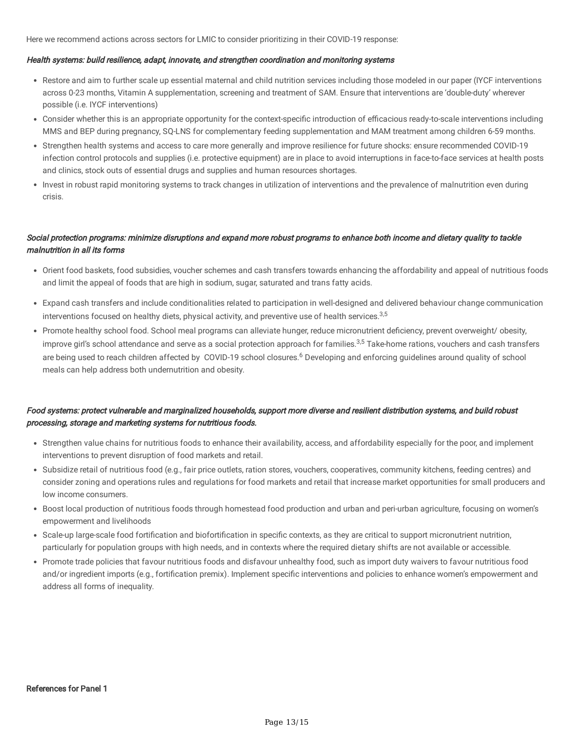Here we recommend actions across sectors for LMIC to consider prioritizing in their COVID-19 response:

***Health systems: build resilience, adapt, innovate, and strengthen coordination and monitoring systems***

- Restore and aim to further scale up essential maternal and child nutrition services including those modeled in our paper (IYCF interventions across 0-23 months, Vitamin A supplementation, screening and treatment of SAM. Ensure that interventions are 'double-duty' wherever possible (i.e. IYCF interventions)
- Consider whether this is an appropriate opportunity for the context-specific introduction of efficacious ready-to-scale interventions including MMS and BEP during pregnancy, SQ-LNS for complementary feeding supplementation and MAM treatment among children 6-59 months.
- Strengthen health systems and access to care more generally and improve resilience for future shocks: ensure recommended COVID-19 infection control protocols and supplies (i.e. protective equipment) are in place to avoid interruptions in face-to-face services at health posts and clinics, stock outs of essential drugs and supplies and human resources shortages.
- Invest in robust rapid monitoring systems to track changes in utilization of interventions and the prevalence of malnutrition even during crisis.

***Social protection programs: minimize disruptions and expand more robust programs to enhance both income and dietary quality to tackle malnutrition in all its forms***

- Orient food baskets, food subsidies, voucher schemes and cash transfers towards enhancing the affordability and appeal of nutritious foods and limit the appeal of foods that are high in sodium, sugar, saturated and trans fatty acids.
- Expand cash transfers and include conditionalities related to participation in well-designed and delivered behaviour change communication interventions focused on healthy diets, physical activity, and preventive use of health services.[3,5]
- Promote healthy school food. School meal programs can alleviate hunger, reduce micronutrient deficiency, prevent overweight/ obesity, improve girl's school attendance and serve as a social protection approach for families.[3,5] Take-home rations, vouchers and cash transfers are being used to reach children affected by COVID-19 school closures.[6] Developing and enforcing guidelines around quality of school meals can help address both undernutrition and obesity.

***Food systems: protect vulnerable and marginalized households, support more diverse and resilient distribution systems, and build robust processing, storage and marketing systems for nutritious foods.***

- Strengthen value chains for nutritious foods to enhance their availability, access, and affordability especially for the poor, and implement interventions to prevent disruption of food markets and retail.
- Subsidize retail of nutritious food (e.g., fair price outlets, ration stores, vouchers, cooperatives, community kitchens, feeding centres) and consider zoning and operations rules and regulations for food markets and retail that increase market opportunities for small producers and low income consumers.
- Boost local production of nutritious foods through homestead food production and urban and peri-urban agriculture, focusing on women's empowerment and livelihoods
- Scale-up large-scale food fortification and biofortification in specific contexts, as they are critical to support micronutrient nutrition, particularly for population groups with high needs, and in contexts where the required dietary shifts are not available or accessible.
- Promote trade policies that favour nutritious foods and disfavour unhealthy food, such as import duty waivers to favour nutritious food and/or ingredient imports (e.g., fortification premix). Implement specific interventions and policies to enhance women's empowerment and address all forms of inequality.

**References for Panel 1**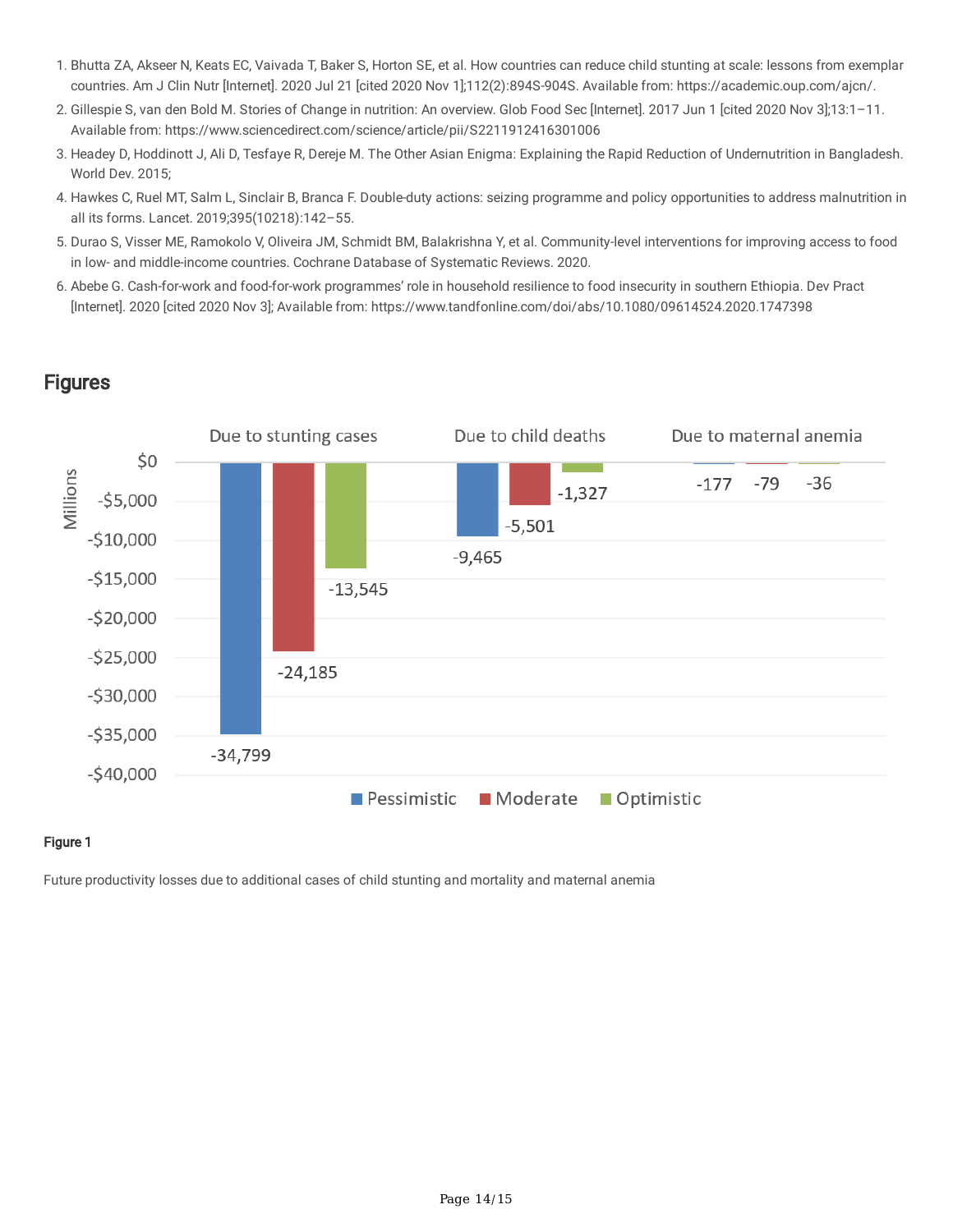1. Bhutta ZA, Akseer N, Keats EC, Vaivada T, Baker S, Horton SE, et al. How countries can reduce child stunting at scale: lessons from exemplar countries. Am J Clin Nutr [Internet]. 2020 Jul 21 [cited 2020 Nov 1];112(2):894S-904S. Available from: https://academic.oup.com/ajcn/.
2. Gillespie S, van den Bold M. Stories of Change in nutrition: An overview. Glob Food Sec [Internet]. 2017 Jun 1 [cited 2020 Nov 3];13:1–11. Available from: https://www.sciencedirect.com/science/article/pii/S2211912416301006
3. Headey D, Hoddinott J, Ali D, Tesfaye R, Dereje M. The Other Asian Enigma: Explaining the Rapid Reduction of Undernutrition in Bangladesh. World Dev. 2015;
4. Hawkes C, Ruel MT, Salm L, Sinclair B, Branca F. Double-duty actions: seizing programme and policy opportunities to address malnutrition in all its forms. Lancet. 2019;395(10218):142–55.
5. Durao S, Visser ME, Ramokolo V, Oliveira JM, Schmidt BM, Balakrishna Y, et al. Community-level interventions for improving access to food in low- and middle-income countries. Cochrane Database of Systematic Reviews. 2020.
6. Abebe G. Cash-for-work and food-for-work programmes' role in household resilience to food insecurity in southern Ethiopia. Dev Pract [Internet]. 2020 [cited 2020 Nov 3]; Available from: https://www.tandfonline.com/doi/abs/10.1080/09614524.2020.1747398

## Figures

| Millions | Due to stunting cases | Due to child deaths | Due to maternal anemia |
|---|---|---|---|
| Pessimistic | -34,799 | -9,465 | -177 |
| Moderate | -24,185 | -5,501 | -79 |
| Optimistic | -13,545 | -1,327 | -36 |

**Figure 1**

Future productivity losses due to additional cases of child stunting and mortality and maternal anemia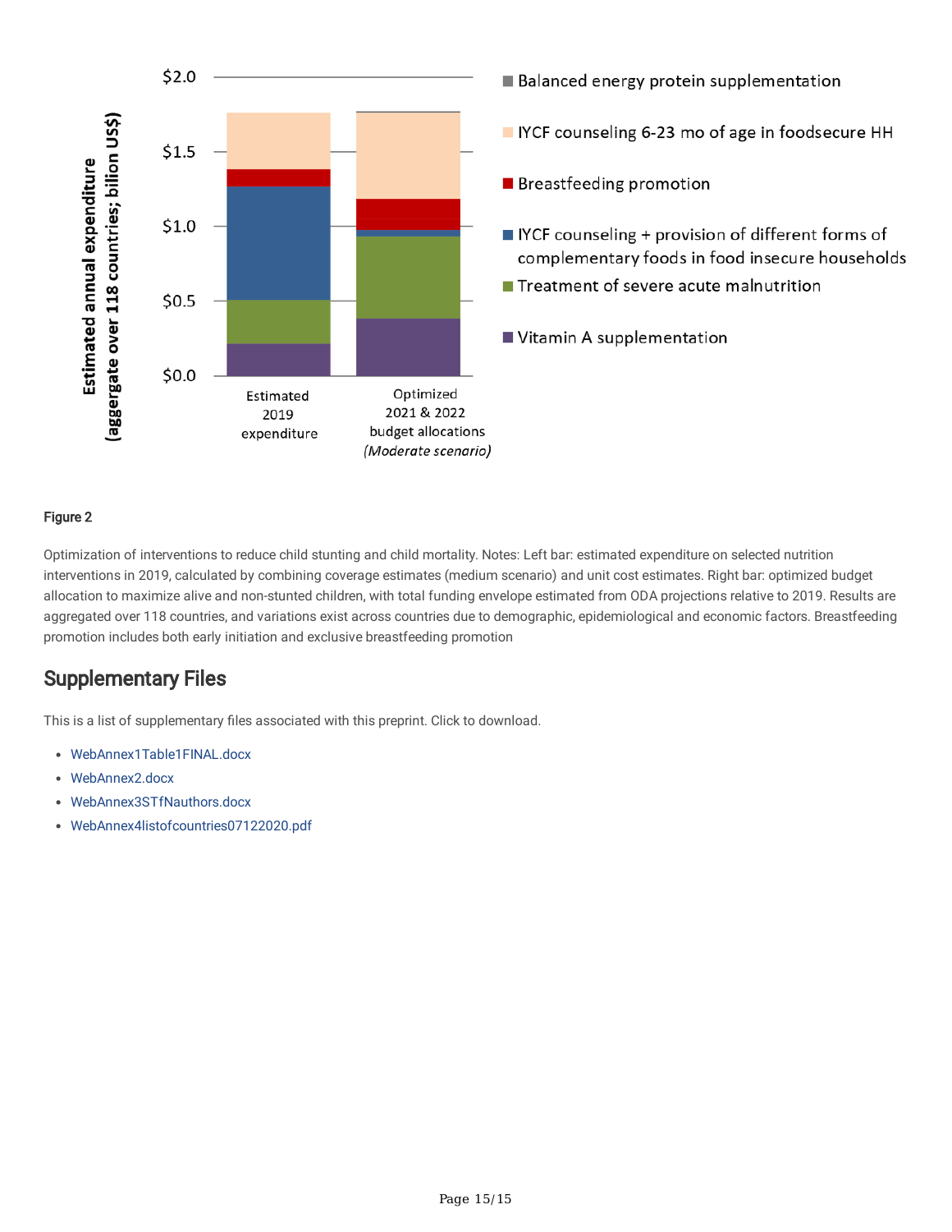$2.0

$1.5

$1.0

$0.5

$0.0

Estimated annual expenditure (aggregate over 118 countries; bilion US$)

Estimated 2019 expenditure

Optimized 2021 & 2022 budget allocations *(Moderate scenario)*

Balanced energy protein supplementation

IYCF counseling 6-23 mo of age in foodsecure HH

Breastfeeding promotion

IYCF counseling + provision of different forms of complementary foods in food insecure households

Treatment of severe acute malnutrition

Vitamin A supplementation

**Figure 2**

Optimization of interventions to reduce child stunting and child mortality. Notes: Left bar: estimated expenditure on selected nutrition interventions in 2019, calculated by combining coverage estimates (medium scenario) and unit cost estimates. Right bar: optimized budget allocation to maximize alive and non-stunted children, with total funding envelope estimated from ODA projections relative to 2019. Results are aggregated over 118 countries, and variations exist across countries due to demographic, epidemiological and economic factors. Breastfeeding promotion includes both early initiation and exclusive breastfeeding promotion

## Supplementary Files

This is a list of supplementary files associated with this preprint. Click to download.

- WebAnnex1Table1FINAL.docx
- WebAnnex2.docx
- WebAnnex3STfNauthors.docx
- WebAnnex4listofcountries07122020.pdf